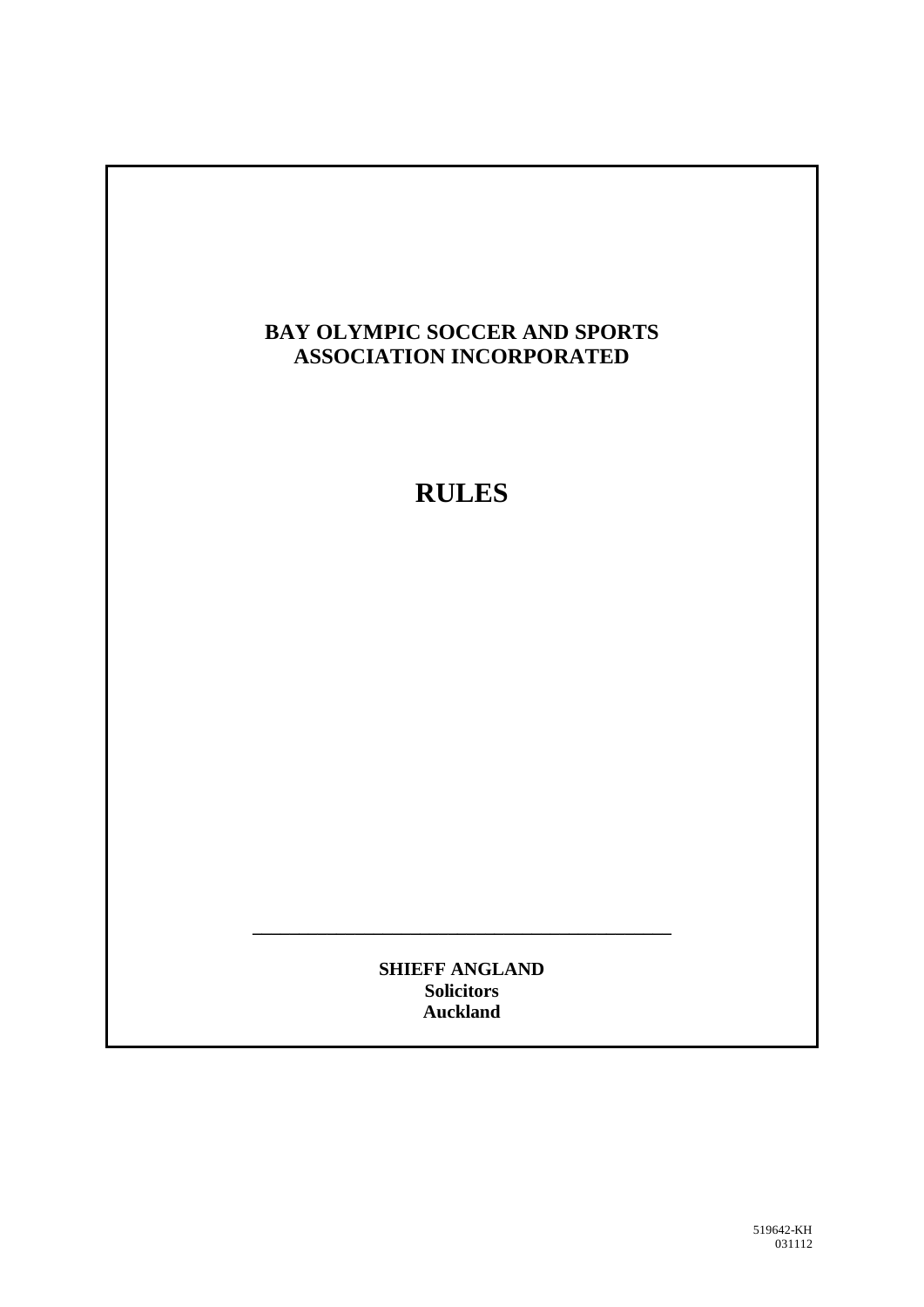# BAY OLYMPIC SOCCER AND SPORTS ASSOCIATION INCORPORATED

# RULES

---

**SHIEFF ANGLAND**
**Solicitors**
**Auckland**

519642-KH
031112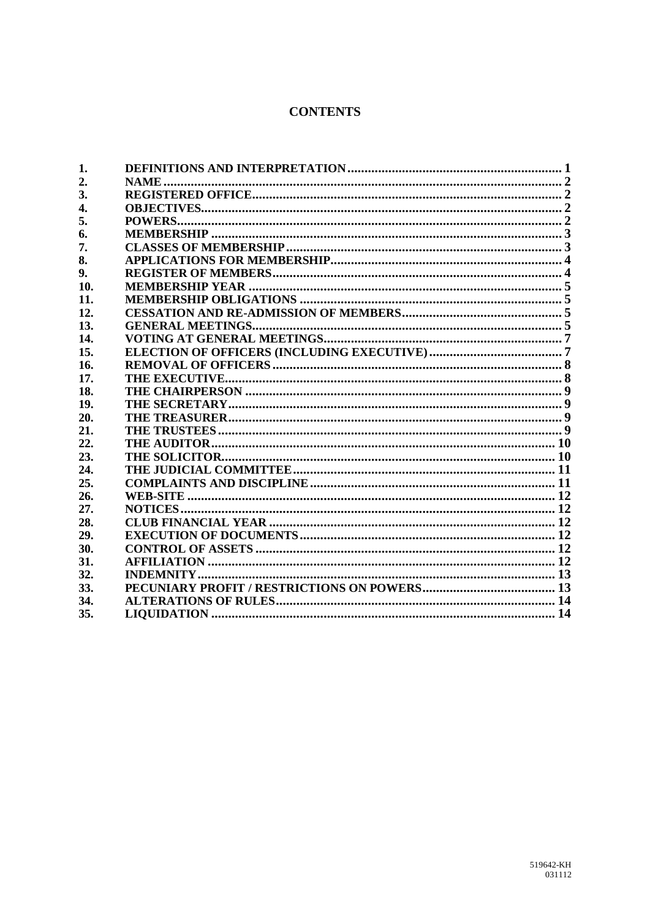# CONTENTS

| | | |
|---|---|---|
| 1. | DEFINITIONS AND INTERPRETATION | 1 |
| 2. | NAME | 2 |
| 3. | REGISTERED OFFICE | 2 |
| 4. | OBJECTIVES | 2 |
| 5. | POWERS | 2 |
| 6. | MEMBERSHIP | 3 |
| 7. | CLASSES OF MEMBERSHIP | 3 |
| 8. | APPLICATIONS FOR MEMBERSHIP | 4 |
| 9. | REGISTER OF MEMBERS | 4 |
| 10. | MEMBERSHIP YEAR | 5 |
| 11. | MEMBERSHIP OBLIGATIONS | 5 |
| 12. | CESSATION AND RE-ADMISSION OF MEMBERS | 5 |
| 13. | GENERAL MEETINGS | 5 |
| 14. | VOTING AT GENERAL MEETINGS | 7 |
| 15. | ELECTION OF OFFICERS (INCLUDING EXECUTIVE) | 7 |
| 16. | REMOVAL OF OFFICERS | 8 |
| 17. | THE EXECUTIVE | 8 |
| 18. | THE CHAIRPERSON | 9 |
| 19. | THE SECRETARY | 9 |
| 20. | THE TREASURER | 9 |
| 21. | THE TRUSTEES | 9 |
| 22. | THE AUDITOR | 10 |
| 23. | THE SOLICITOR | 10 |
| 24. | THE JUDICIAL COMMITTEE | 11 |
| 25. | COMPLAINTS AND DISCIPLINE | 11 |
| 26. | WEB-SITE | 12 |
| 27. | NOTICES | 12 |
| 28. | CLUB FINANCIAL YEAR | 12 |
| 29. | EXECUTION OF DOCUMENTS | 12 |
| 30. | CONTROL OF ASSETS | 12 |
| 31. | AFFILIATION | 12 |
| 32. | INDEMNITY | 13 |
| 33. | PECUNIARY PROFIT / RESTRICTIONS ON POWERS | 13 |
| 34. | ALTERATIONS OF RULES | 14 |
| 35. | LIQUIDATION | 14 |

519642-KH
031112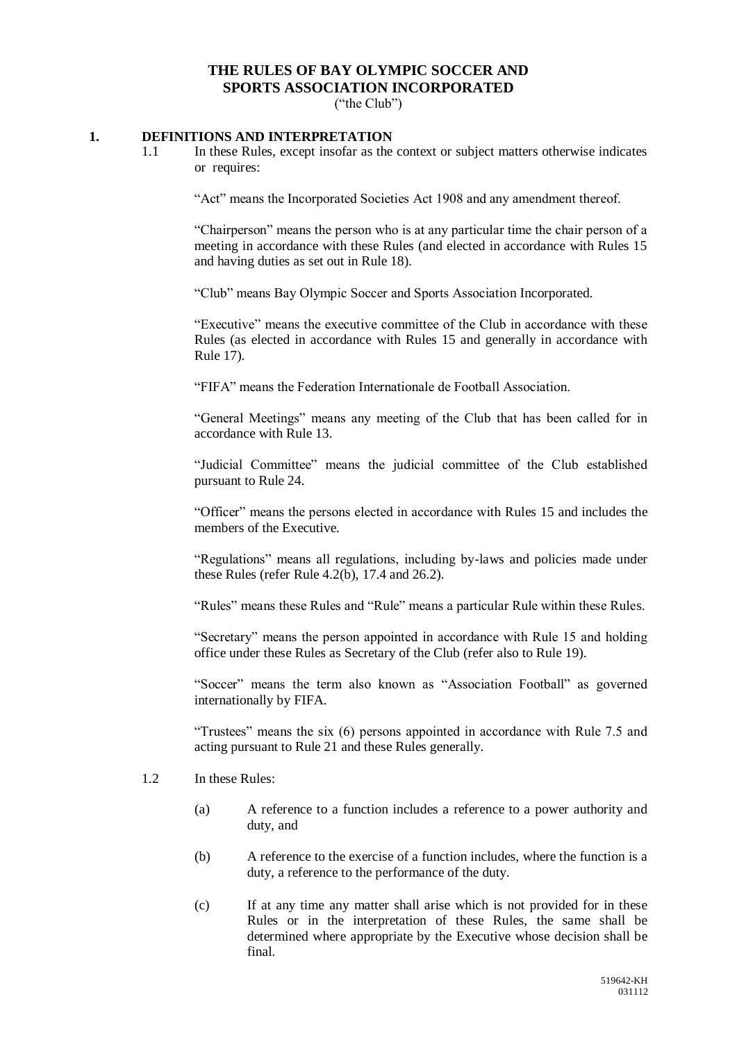# THE RULES OF BAY OLYMPIC SOCCER AND SPORTS ASSOCIATION INCORPORATED

("the Club")

## 1. DEFINITIONS AND INTERPRETATION

1.1 In these Rules, except insofar as the context or subject matters otherwise indicates or requires:

"Act" means the Incorporated Societies Act 1908 and any amendment thereof.

"Chairperson" means the person who is at any particular time the chair person of a meeting in accordance with these Rules (and elected in accordance with Rules 15 and having duties as set out in Rule 18).

"Club" means Bay Olympic Soccer and Sports Association Incorporated.

"Executive" means the executive committee of the Club in accordance with these Rules (as elected in accordance with Rules 15 and generally in accordance with Rule 17).

"FIFA" means the Federation Internationale de Football Association.

"General Meetings" means any meeting of the Club that has been called for in accordance with Rule 13.

"Judicial Committee" means the judicial committee of the Club established pursuant to Rule 24.

"Officer" means the persons elected in accordance with Rules 15 and includes the members of the Executive.

"Regulations" means all regulations, including by-laws and policies made under these Rules (refer Rule 4.2(b), 17.4 and 26.2).

"Rules" means these Rules and "Rule" means a particular Rule within these Rules.

"Secretary" means the person appointed in accordance with Rule 15 and holding office under these Rules as Secretary of the Club (refer also to Rule 19).

"Soccer" means the term also known as "Association Football" as governed internationally by FIFA.

"Trustees" means the six (6) persons appointed in accordance with Rule 7.5 and acting pursuant to Rule 21 and these Rules generally.

1.2 In these Rules:

(a) A reference to a function includes a reference to a power authority and duty, and

(b) A reference to the exercise of a function includes, where the function is a duty, a reference to the performance of the duty.

(c) If at any time any matter shall arise which is not provided for in these Rules or in the interpretation of these Rules, the same shall be determined where appropriate by the Executive whose decision shall be final.

519642-KH
031112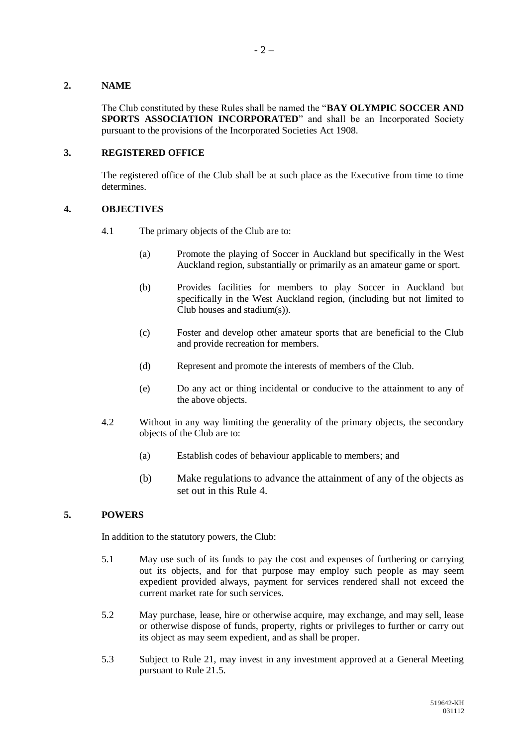## 2. NAME

The Club constituted by these Rules shall be named the "**BAY OLYMPIC SOCCER AND SPORTS ASSOCIATION INCORPORATED**" and shall be an Incorporated Society pursuant to the provisions of the Incorporated Societies Act 1908.

## 3. REGISTERED OFFICE

The registered office of the Club shall be at such place as the Executive from time to time determines.

## 4. OBJECTIVES

4.1 The primary objects of the Club are to:

(a) Promote the playing of Soccer in Auckland but specifically in the West Auckland region, substantially or primarily as an amateur game or sport.

(b) Provides facilities for members to play Soccer in Auckland but specifically in the West Auckland region, (including but not limited to Club houses and stadium(s)).

(c) Foster and develop other amateur sports that are beneficial to the Club and provide recreation for members.

(d) Represent and promote the interests of members of the Club.

(e) Do any act or thing incidental or conducive to the attainment to any of the above objects.

4.2 Without in any way limiting the generality of the primary objects, the secondary objects of the Club are to:

(a) Establish codes of behaviour applicable to members; and

(b) Make regulations to advance the attainment of any of the objects as set out in this Rule 4.

## 5. POWERS

In addition to the statutory powers, the Club:

5.1 May use such of its funds to pay the cost and expenses of furthering or carrying out its objects, and for that purpose may employ such people as may seem expedient provided always, payment for services rendered shall not exceed the current market rate for such services.

5.2 May purchase, lease, hire or otherwise acquire, may exchange, and may sell, lease or otherwise dispose of funds, property, rights or privileges to further or carry out its object as may seem expedient, and as shall be proper.

5.3 Subject to Rule 21, may invest in any investment approved at a General Meeting pursuant to Rule 21.5.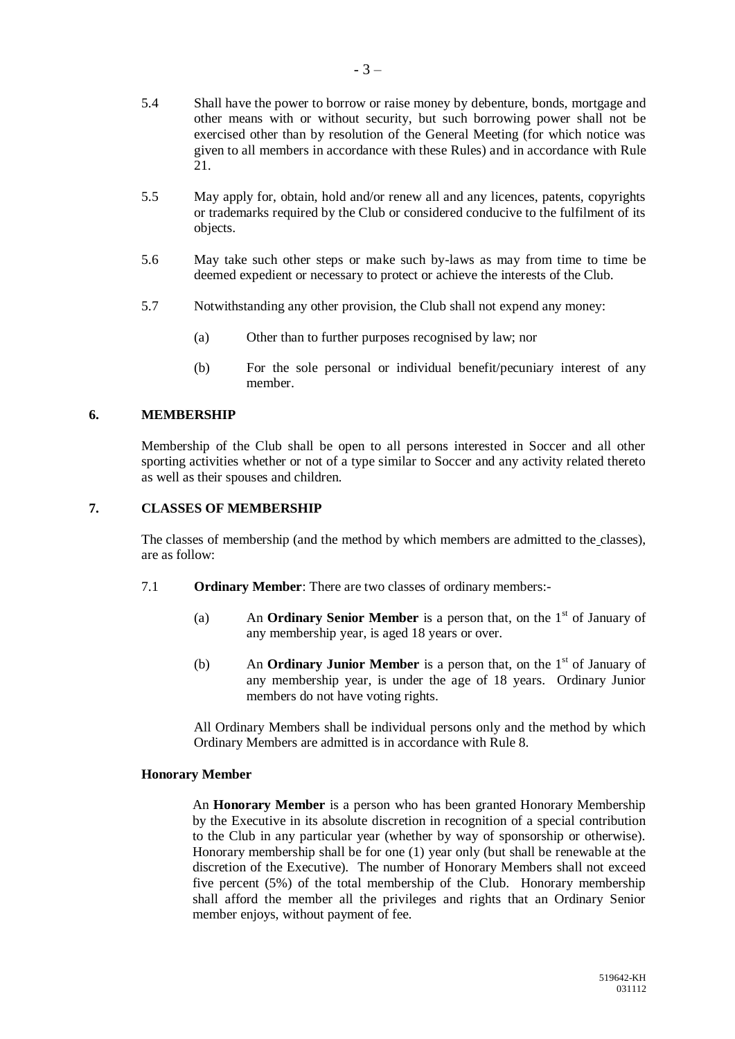5.4 Shall have the power to borrow or raise money by debenture, bonds, mortgage and other means with or without security, but such borrowing power shall not be exercised other than by resolution of the General Meeting (for which notice was given to all members in accordance with these Rules) and in accordance with Rule 21.

5.5 May apply for, obtain, hold and/or renew all and any licences, patents, copyrights or trademarks required by the Club or considered conducive to the fulfilment of its objects.

5.6 May take such other steps or make such by-laws as may from time to time be deemed expedient or necessary to protect or achieve the interests of the Club.

5.7 Notwithstanding any other provision, the Club shall not expend any money:

(a) Other than to further purposes recognised by law; nor

(b) For the sole personal or individual benefit/pecuniary interest of any member.

## 6. MEMBERSHIP

Membership of the Club shall be open to all persons interested in Soccer and all other sporting activities whether or not of a type similar to Soccer and any activity related thereto as well as their spouses and children.

## 7. CLASSES OF MEMBERSHIP

The classes of membership (and the method by which members are admitted to the classes), are as follow:

7.1 **Ordinary Member**: There are two classes of ordinary members:-

(a) An **Ordinary Senior Member** is a person that, on the 1st of January of any membership year, is aged 18 years or over.

(b) An **Ordinary Junior Member** is a person that, on the 1st of January of any membership year, is under the age of 18 years. Ordinary Junior members do not have voting rights.

All Ordinary Members shall be individual persons only and the method by which Ordinary Members are admitted is in accordance with Rule 8.

**Honorary Member**

An **Honorary Member** is a person who has been granted Honorary Membership by the Executive in its absolute discretion in recognition of a special contribution to the Club in any particular year (whether by way of sponsorship or otherwise). Honorary membership shall be for one (1) year only (but shall be renewable at the discretion of the Executive). The number of Honorary Members shall not exceed five percent (5%) of the total membership of the Club. Honorary membership shall afford the member all the privileges and rights that an Ordinary Senior member enjoys, without payment of fee.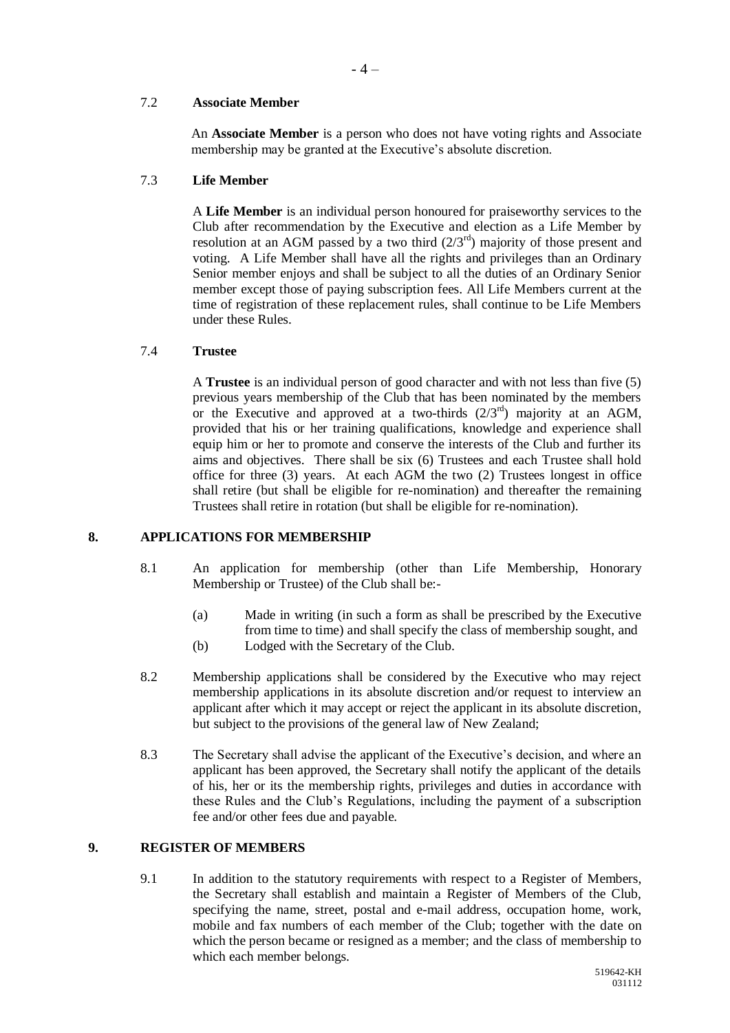### 7.2 **Associate Member**

An **Associate Member** is a person who does not have voting rights and Associate membership may be granted at the Executive's absolute discretion.

### 7.3 **Life Member**

A **Life Member** is an individual person honoured for praiseworthy services to the Club after recommendation by the Executive and election as a Life Member by resolution at an AGM passed by a two third ($2/3^{rd}$) majority of those present and voting. A Life Member shall have all the rights and privileges than an Ordinary Senior member enjoys and shall be subject to all the duties of an Ordinary Senior member except those of paying subscription fees. All Life Members current at the time of registration of these replacement rules, shall continue to be Life Members under these Rules.

### 7.4 **Trustee**

A **Trustee** is an individual person of good character and with not less than five (5) previous years membership of the Club that has been nominated by the members or the Executive and approved at a two-thirds ($2/3^{rd}$) majority at an AGM, provided that his or her training qualifications, knowledge and experience shall equip him or her to promote and conserve the interests of the Club and further its aims and objectives. There shall be six (6) Trustees and each Trustee shall hold office for three (3) years. At each AGM the two (2) Trustees longest in office shall retire (but shall be eligible for re-nomination) and thereafter the remaining Trustees shall retire in rotation (but shall be eligible for re-nomination).

## 8. APPLICATIONS FOR MEMBERSHIP

8.1 An application for membership (other than Life Membership, Honorary Membership or Trustee) of the Club shall be:-

(a) Made in writing (in such a form as shall be prescribed by the Executive from time to time) and shall specify the class of membership sought, and

(b) Lodged with the Secretary of the Club.

8.2 Membership applications shall be considered by the Executive who may reject membership applications in its absolute discretion and/or request to interview an applicant after which it may accept or reject the applicant in its absolute discretion, but subject to the provisions of the general law of New Zealand;

8.3 The Secretary shall advise the applicant of the Executive's decision, and where an applicant has been approved, the Secretary shall notify the applicant of the details of his, her or its the membership rights, privileges and duties in accordance with these Rules and the Club's Regulations, including the payment of a subscription fee and/or other fees due and payable.

## 9. REGISTER OF MEMBERS

9.1 In addition to the statutory requirements with respect to a Register of Members, the Secretary shall establish and maintain a Register of Members of the Club, specifying the name, street, postal and e-mail address, occupation home, work, mobile and fax numbers of each member of the Club; together with the date on which the person became or resigned as a member; and the class of membership to which each member belongs.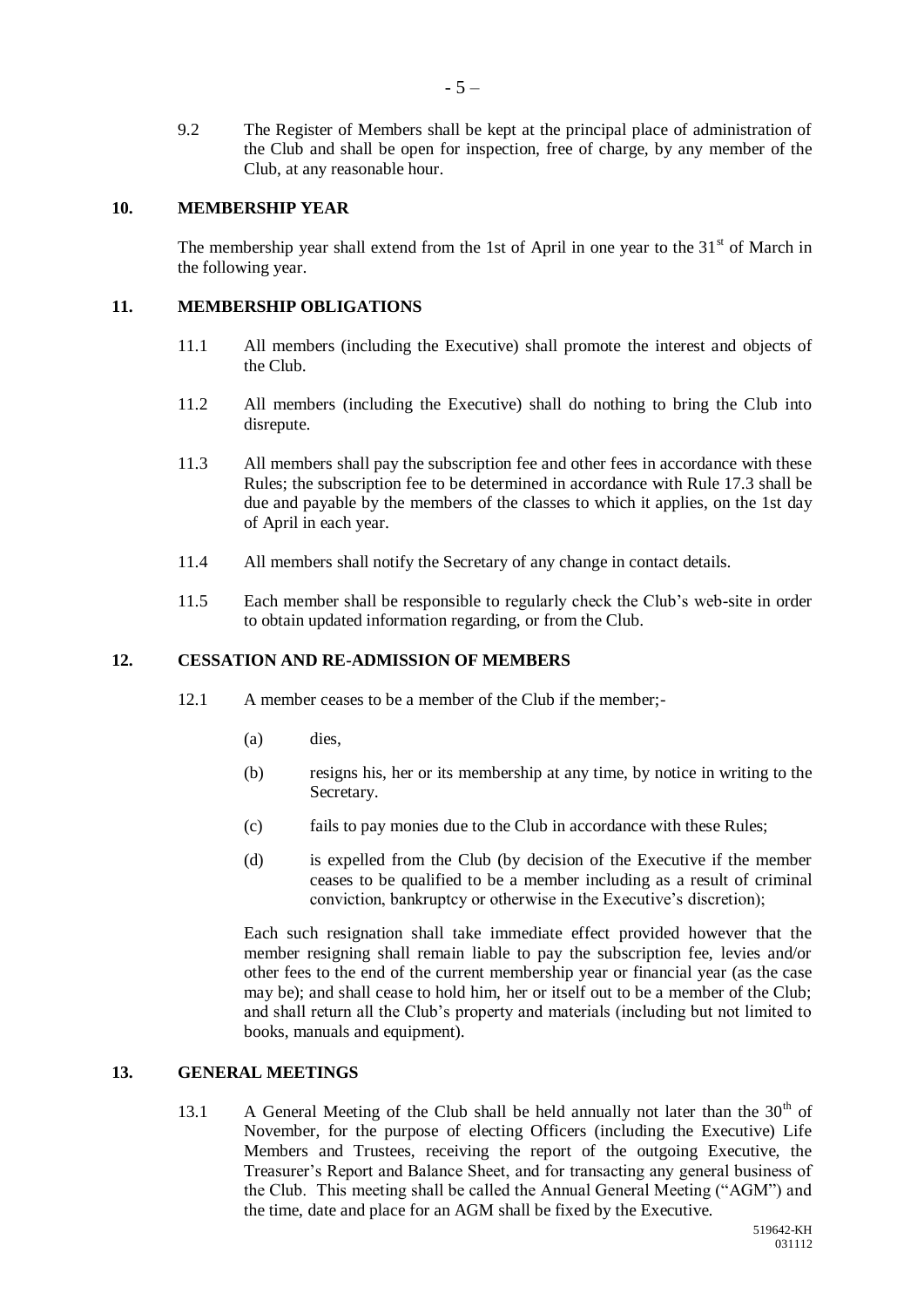9.2 The Register of Members shall be kept at the principal place of administration of the Club and shall be open for inspection, free of charge, by any member of the Club, at any reasonable hour.

## 10. MEMBERSHIP YEAR

The membership year shall extend from the 1st of April in one year to the 31st of March in the following year.

## 11. MEMBERSHIP OBLIGATIONS

11.1 All members (including the Executive) shall promote the interest and objects of the Club.

11.2 All members (including the Executive) shall do nothing to bring the Club into disrepute.

11.3 All members shall pay the subscription fee and other fees in accordance with these Rules; the subscription fee to be determined in accordance with Rule 17.3 shall be due and payable by the members of the classes to which it applies, on the 1st day of April in each year.

11.4 All members shall notify the Secretary of any change in contact details.

11.5 Each member shall be responsible to regularly check the Club's web-site in order to obtain updated information regarding, or from the Club.

## 12. CESSATION AND RE-ADMISSION OF MEMBERS

12.1 A member ceases to be a member of the Club if the member;-

(a) dies,

(b) resigns his, her or its membership at any time, by notice in writing to the Secretary.

(c) fails to pay monies due to the Club in accordance with these Rules;

(d) is expelled from the Club (by decision of the Executive if the member ceases to be qualified to be a member including as a result of criminal conviction, bankruptcy or otherwise in the Executive's discretion);

Each such resignation shall take immediate effect provided however that the member resigning shall remain liable to pay the subscription fee, levies and/or other fees to the end of the current membership year or financial year (as the case may be); and shall cease to hold him, her or itself out to be a member of the Club; and shall return all the Club's property and materials (including but not limited to books, manuals and equipment).

## 13. GENERAL MEETINGS

13.1 A General Meeting of the Club shall be held annually not later than the 30th of November, for the purpose of electing Officers (including the Executive) Life Members and Trustees, receiving the report of the outgoing Executive, the Treasurer's Report and Balance Sheet, and for transacting any general business of the Club. This meeting shall be called the Annual General Meeting ("AGM") and the time, date and place for an AGM shall be fixed by the Executive.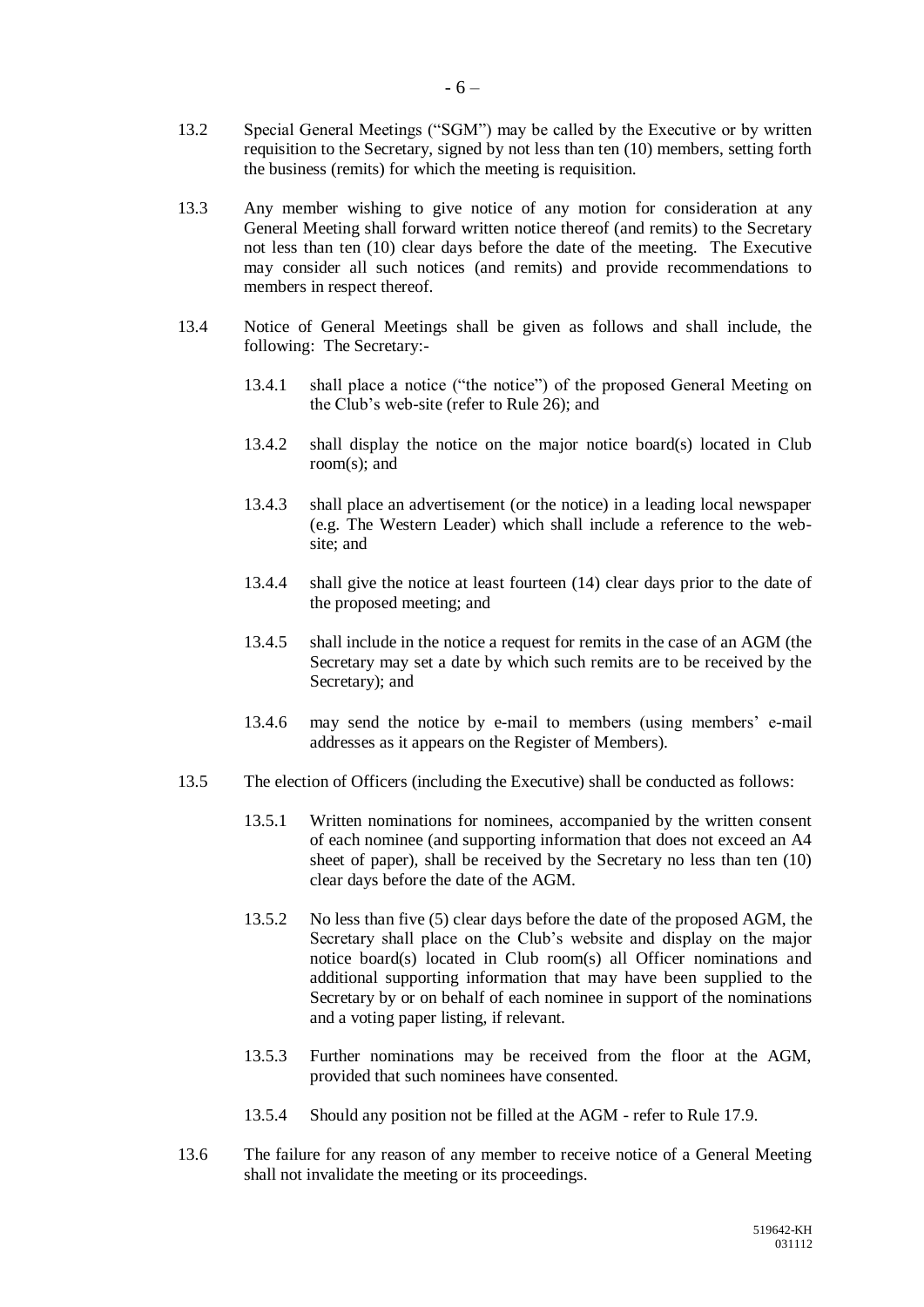13.2 Special General Meetings ("SGM") may be called by the Executive or by written requisition to the Secretary, signed by not less than ten (10) members, setting forth the business (remits) for which the meeting is requisition.

13.3 Any member wishing to give notice of any motion for consideration at any General Meeting shall forward written notice thereof (and remits) to the Secretary not less than ten (10) clear days before the date of the meeting. The Executive may consider all such notices (and remits) and provide recommendations to members in respect thereof.

13.4 Notice of General Meetings shall be given as follows and shall include, the following: The Secretary:-

13.4.1 shall place a notice ("the notice") of the proposed General Meeting on the Club's web-site (refer to Rule 26); and

13.4.2 shall display the notice on the major notice board(s) located in Club room(s); and

13.4.3 shall place an advertisement (or the notice) in a leading local newspaper (e.g. The Western Leader) which shall include a reference to the web-site; and

13.4.4 shall give the notice at least fourteen (14) clear days prior to the date of the proposed meeting; and

13.4.5 shall include in the notice a request for remits in the case of an AGM (the Secretary may set a date by which such remits are to be received by the Secretary); and

13.4.6 may send the notice by e-mail to members (using members' e-mail addresses as it appears on the Register of Members).

13.5 The election of Officers (including the Executive) shall be conducted as follows:

13.5.1 Written nominations for nominees, accompanied by the written consent of each nominee (and supporting information that does not exceed an A4 sheet of paper), shall be received by the Secretary no less than ten (10) clear days before the date of the AGM.

13.5.2 No less than five (5) clear days before the date of the proposed AGM, the Secretary shall place on the Club's website and display on the major notice board(s) located in Club room(s) all Officer nominations and additional supporting information that may have been supplied to the Secretary by or on behalf of each nominee in support of the nominations and a voting paper listing, if relevant.

13.5.3 Further nominations may be received from the floor at the AGM, provided that such nominees have consented.

13.5.4 Should any position not be filled at the AGM - refer to Rule 17.9.

13.6 The failure for any reason of any member to receive notice of a General Meeting shall not invalidate the meeting or its proceedings.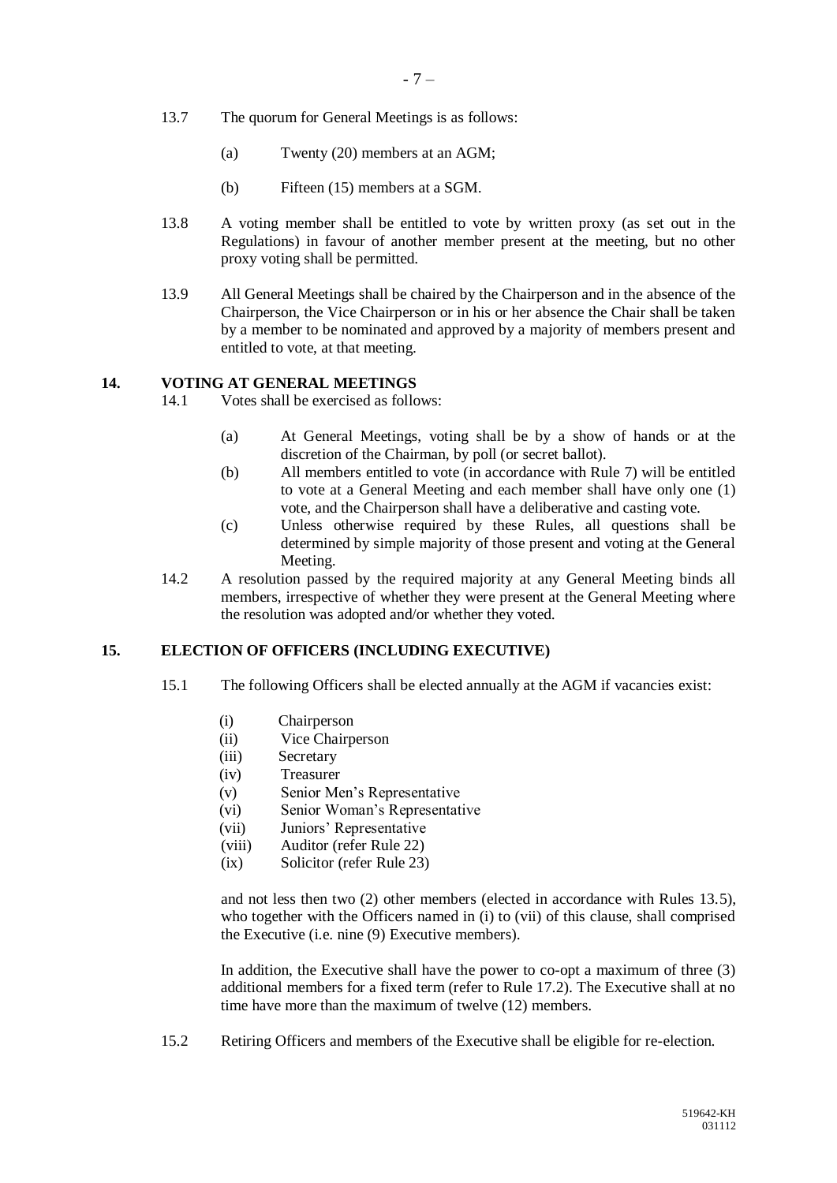13.7 The quorum for General Meetings is as follows:

(a) Twenty (20) members at an AGM;

(b) Fifteen (15) members at a SGM.

13.8 A voting member shall be entitled to vote by written proxy (as set out in the Regulations) in favour of another member present at the meeting, but no other proxy voting shall be permitted.

13.9 All General Meetings shall be chaired by the Chairperson and in the absence of the Chairperson, the Vice Chairperson or in his or her absence the Chair shall be taken by a member to be nominated and approved by a majority of members present and entitled to vote, at that meeting.

## 14. VOTING AT GENERAL MEETINGS

14.1 Votes shall be exercised as follows:

(a) At General Meetings, voting shall be by a show of hands or at the discretion of the Chairman, by poll (or secret ballot).

(b) All members entitled to vote (in accordance with Rule 7) will be entitled to vote at a General Meeting and each member shall have only one (1) vote, and the Chairperson shall have a deliberative and casting vote.

(c) Unless otherwise required by these Rules, all questions shall be determined by simple majority of those present and voting at the General Meeting.

14.2 A resolution passed by the required majority at any General Meeting binds all members, irrespective of whether they were present at the General Meeting where the resolution was adopted and/or whether they voted.

## 15. ELECTION OF OFFICERS (INCLUDING EXECUTIVE)

15.1 The following Officers shall be elected annually at the AGM if vacancies exist:

(i) Chairperson
(ii) Vice Chairperson
(iii) Secretary
(iv) Treasurer
(v) Senior Men's Representative
(vi) Senior Woman's Representative
(vii) Juniors' Representative
(viii) Auditor (refer Rule 22)
(ix) Solicitor (refer Rule 23)

and not less then two (2) other members (elected in accordance with Rules 13.5), who together with the Officers named in (i) to (vii) of this clause, shall comprised the Executive (i.e. nine (9) Executive members).

In addition, the Executive shall have the power to co-opt a maximum of three (3) additional members for a fixed term (refer to Rule 17.2). The Executive shall at no time have more than the maximum of twelve (12) members.

15.2 Retiring Officers and members of the Executive shall be eligible for re-election.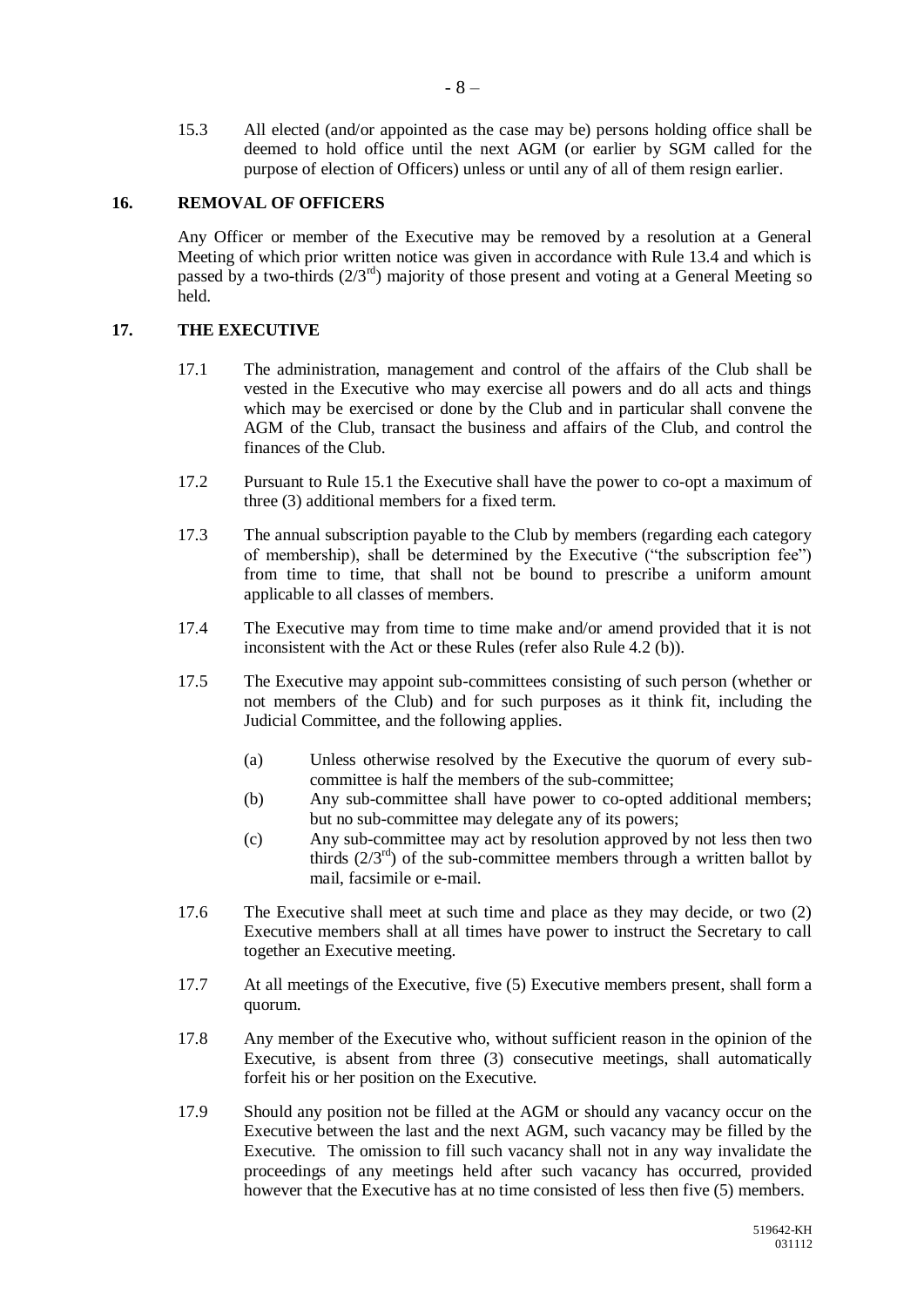15.3 All elected (and/or appointed as the case may be) persons holding office shall be deemed to hold office until the next AGM (or earlier by SGM called for the purpose of election of Officers) unless or until any of all of them resign earlier.

## 16. REMOVAL OF OFFICERS

Any Officer or member of the Executive may be removed by a resolution at a General Meeting of which prior written notice was given in accordance with Rule 13.4 and which is passed by a two-thirds (2/3rd) majority of those present and voting at a General Meeting so held.

## 17. THE EXECUTIVE

17.1 The administration, management and control of the affairs of the Club shall be vested in the Executive who may exercise all powers and do all acts and things which may be exercised or done by the Club and in particular shall convene the AGM of the Club, transact the business and affairs of the Club, and control the finances of the Club.

17.2 Pursuant to Rule 15.1 the Executive shall have the power to co-opt a maximum of three (3) additional members for a fixed term.

17.3 The annual subscription payable to the Club by members (regarding each category of membership), shall be determined by the Executive ("the subscription fee") from time to time, that shall not be bound to prescribe a uniform amount applicable to all classes of members.

17.4 The Executive may from time to time make and/or amend provided that it is not inconsistent with the Act or these Rules (refer also Rule 4.2 (b)).

17.5 The Executive may appoint sub-committees consisting of such person (whether or not members of the Club) and for such purposes as it think fit, including the Judicial Committee, and the following applies.

- (a) Unless otherwise resolved by the Executive the quorum of every sub-committee is half the members of the sub-committee;
- (b) Any sub-committee shall have power to co-opted additional members; but no sub-committee may delegate any of its powers;
- (c) Any sub-committee may act by resolution approved by not less then two thirds (2/3rd) of the sub-committee members through a written ballot by mail, facsimile or e-mail.

17.6 The Executive shall meet at such time and place as they may decide, or two (2) Executive members shall at all times have power to instruct the Secretary to call together an Executive meeting.

17.7 At all meetings of the Executive, five (5) Executive members present, shall form a quorum.

17.8 Any member of the Executive who, without sufficient reason in the opinion of the Executive, is absent from three (3) consecutive meetings, shall automatically forfeit his or her position on the Executive.

17.9 Should any position not be filled at the AGM or should any vacancy occur on the Executive between the last and the next AGM, such vacancy may be filled by the Executive. The omission to fill such vacancy shall not in any way invalidate the proceedings of any meetings held after such vacancy has occurred, provided however that the Executive has at no time consisted of less then five (5) members.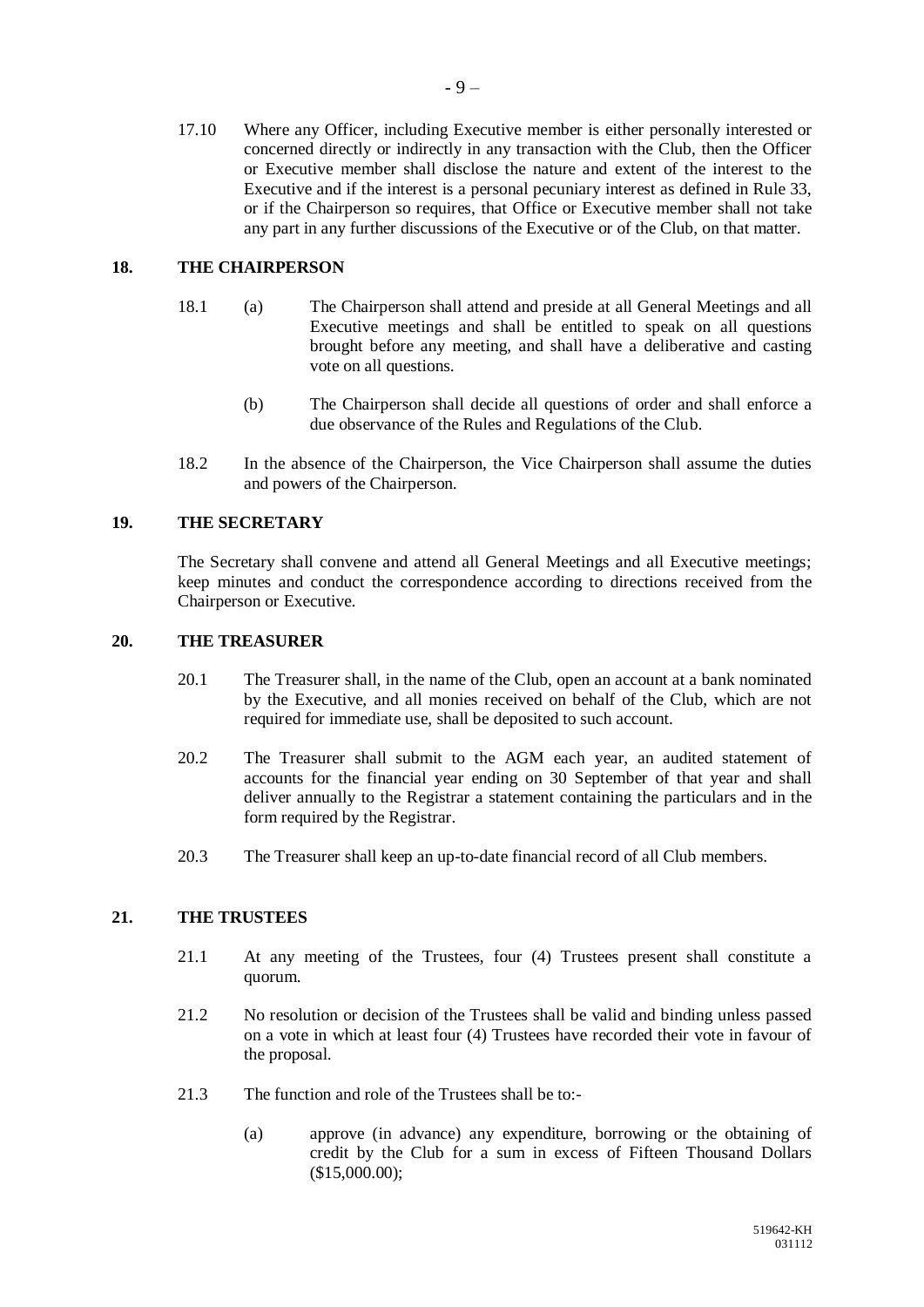17.10 Where any Officer, including Executive member is either personally interested or concerned directly or indirectly in any transaction with the Club, then the Officer or Executive member shall disclose the nature and extent of the interest to the Executive and if the interest is a personal pecuniary interest as defined in Rule 33, or if the Chairperson so requires, that Office or Executive member shall not take any part in any further discussions of the Executive or of the Club, on that matter.

## 18. THE CHAIRPERSON

18.1 (a) The Chairperson shall attend and preside at all General Meetings and all Executive meetings and shall be entitled to speak on all questions brought before any meeting, and shall have a deliberative and casting vote on all questions.

(b) The Chairperson shall decide all questions of order and shall enforce a due observance of the Rules and Regulations of the Club.

18.2 In the absence of the Chairperson, the Vice Chairperson shall assume the duties and powers of the Chairperson.

## 19. THE SECRETARY

The Secretary shall convene and attend all General Meetings and all Executive meetings; keep minutes and conduct the correspondence according to directions received from the Chairperson or Executive.

## 20. THE TREASURER

20.1 The Treasurer shall, in the name of the Club, open an account at a bank nominated by the Executive, and all monies received on behalf of the Club, which are not required for immediate use, shall be deposited to such account.

20.2 The Treasurer shall submit to the AGM each year, an audited statement of accounts for the financial year ending on 30 September of that year and shall deliver annually to the Registrar a statement containing the particulars and in the form required by the Registrar.

20.3 The Treasurer shall keep an up-to-date financial record of all Club members.

## 21. THE TRUSTEES

21.1 At any meeting of the Trustees, four (4) Trustees present shall constitute a quorum.

21.2 No resolution or decision of the Trustees shall be valid and binding unless passed on a vote in which at least four (4) Trustees have recorded their vote in favour of the proposal.

21.3 The function and role of the Trustees shall be to:-

(a) approve (in advance) any expenditure, borrowing or the obtaining of credit by the Club for a sum in excess of Fifteen Thousand Dollars ($15,000.00);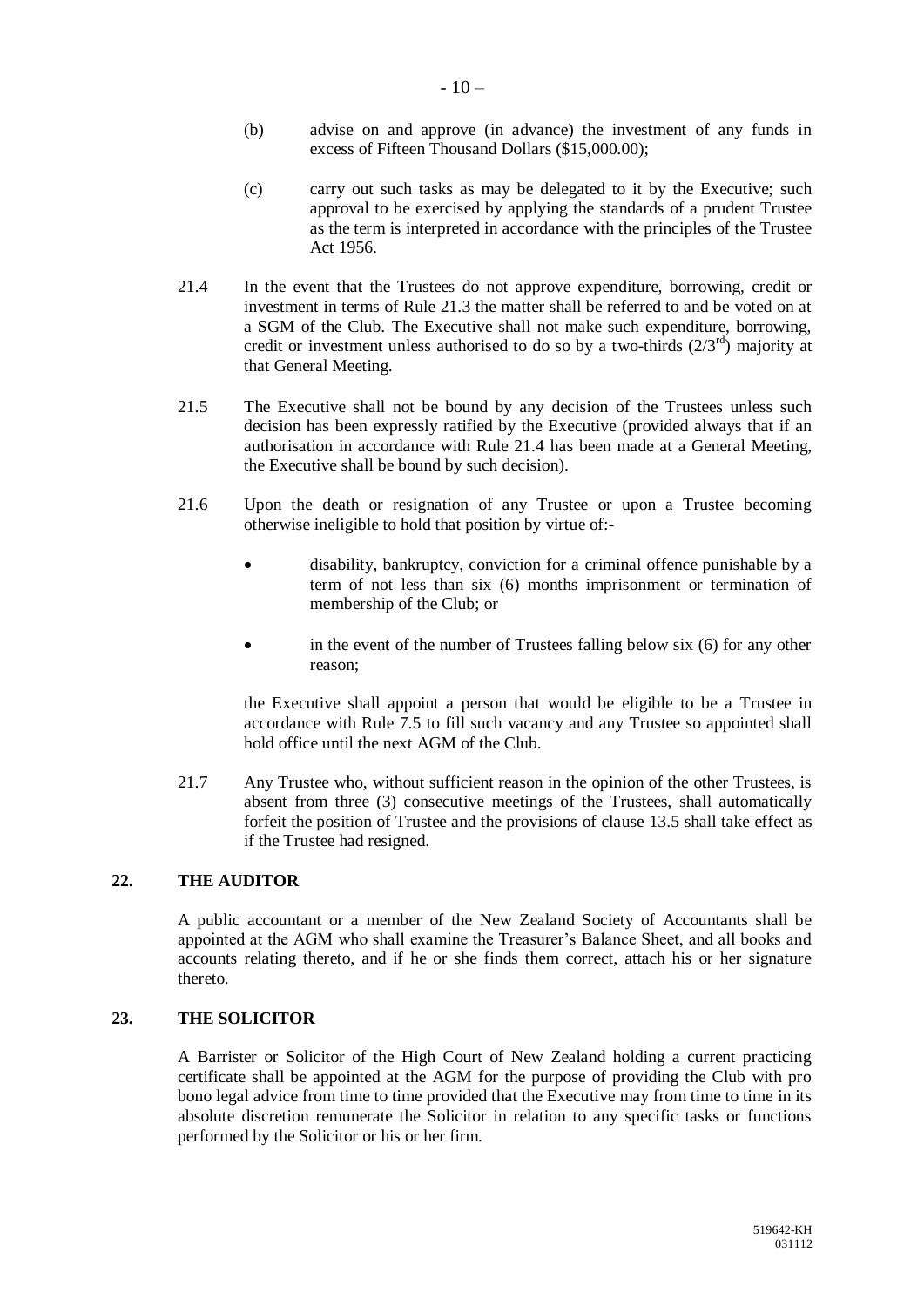(b) advise on and approve (in advance) the investment of any funds in excess of Fifteen Thousand Dollars ($15,000.00);

(c) carry out such tasks as may be delegated to it by the Executive; such approval to be exercised by applying the standards of a prudent Trustee as the term is interpreted in accordance with the principles of the Trustee Act 1956.

21.4 In the event that the Trustees do not approve expenditure, borrowing, credit or investment in terms of Rule 21.3 the matter shall be referred to and be voted on at a SGM of the Club. The Executive shall not make such expenditure, borrowing, credit or investment unless authorised to do so by a two-thirds (2/3rd) majority at that General Meeting.

21.5 The Executive shall not be bound by any decision of the Trustees unless such decision has been expressly ratified by the Executive (provided always that if an authorisation in accordance with Rule 21.4 has been made at a General Meeting, the Executive shall be bound by such decision).

21.6 Upon the death or resignation of any Trustee or upon a Trustee becoming otherwise ineligible to hold that position by virtue of:-

- disability, bankruptcy, conviction for a criminal offence punishable by a term of not less than six (6) months imprisonment or termination of membership of the Club; or
- in the event of the number of Trustees falling below six (6) for any other reason;

the Executive shall appoint a person that would be eligible to be a Trustee in accordance with Rule 7.5 to fill such vacancy and any Trustee so appointed shall hold office until the next AGM of the Club.

21.7 Any Trustee who, without sufficient reason in the opinion of the other Trustees, is absent from three (3) consecutive meetings of the Trustees, shall automatically forfeit the position of Trustee and the provisions of clause 13.5 shall take effect as if the Trustee had resigned.

## 22. THE AUDITOR

A public accountant or a member of the New Zealand Society of Accountants shall be appointed at the AGM who shall examine the Treasurer's Balance Sheet, and all books and accounts relating thereto, and if he or she finds them correct, attach his or her signature thereto.

## 23. THE SOLICITOR

A Barrister or Solicitor of the High Court of New Zealand holding a current practicing certificate shall be appointed at the AGM for the purpose of providing the Club with pro bono legal advice from time to time provided that the Executive may from time to time in its absolute discretion remunerate the Solicitor in relation to any specific tasks or functions performed by the Solicitor or his or her firm.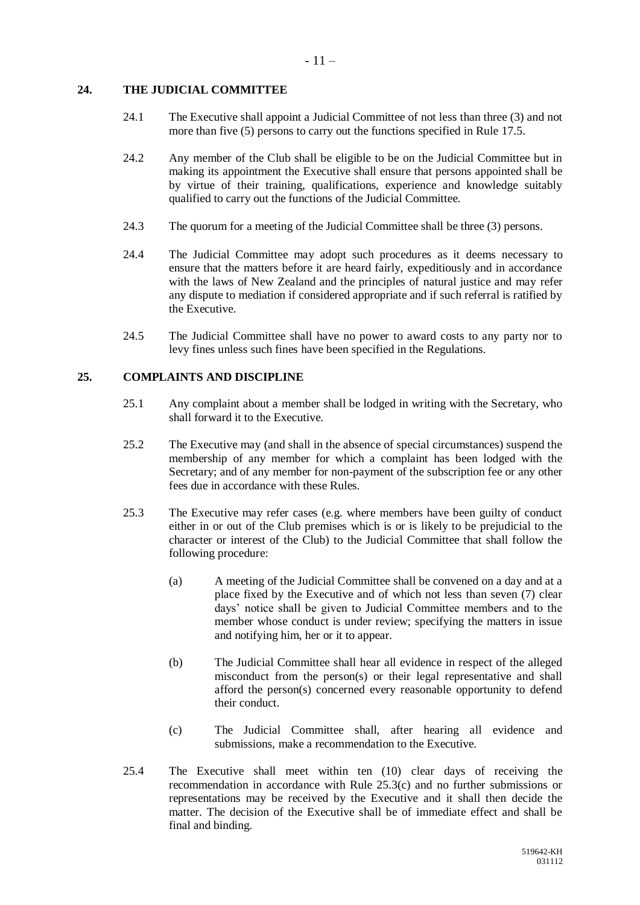## 24. THE JUDICIAL COMMITTEE

24.1 The Executive shall appoint a Judicial Committee of not less than three (3) and not more than five (5) persons to carry out the functions specified in Rule 17.5.

24.2 Any member of the Club shall be eligible to be on the Judicial Committee but in making its appointment the Executive shall ensure that persons appointed shall be by virtue of their training, qualifications, experience and knowledge suitably qualified to carry out the functions of the Judicial Committee.

24.3 The quorum for a meeting of the Judicial Committee shall be three (3) persons.

24.4 The Judicial Committee may adopt such procedures as it deems necessary to ensure that the matters before it are heard fairly, expeditiously and in accordance with the laws of New Zealand and the principles of natural justice and may refer any dispute to mediation if considered appropriate and if such referral is ratified by the Executive.

24.5 The Judicial Committee shall have no power to award costs to any party nor to levy fines unless such fines have been specified in the Regulations.

## 25. COMPLAINTS AND DISCIPLINE

25.1 Any complaint about a member shall be lodged in writing with the Secretary, who shall forward it to the Executive.

25.2 The Executive may (and shall in the absence of special circumstances) suspend the membership of any member for which a complaint has been lodged with the Secretary; and of any member for non-payment of the subscription fee or any other fees due in accordance with these Rules.

25.3 The Executive may refer cases (e.g. where members have been guilty of conduct either in or out of the Club premises which is or is likely to be prejudicial to the character or interest of the Club) to the Judicial Committee that shall follow the following procedure:

(a) A meeting of the Judicial Committee shall be convened on a day and at a place fixed by the Executive and of which not less than seven (7) clear days' notice shall be given to Judicial Committee members and to the member whose conduct is under review; specifying the matters in issue and notifying him, her or it to appear.

(b) The Judicial Committee shall hear all evidence in respect of the alleged misconduct from the person(s) or their legal representative and shall afford the person(s) concerned every reasonable opportunity to defend their conduct.

(c) The Judicial Committee shall, after hearing all evidence and submissions, make a recommendation to the Executive.

25.4 The Executive shall meet within ten (10) clear days of receiving the recommendation in accordance with Rule 25.3(c) and no further submissions or representations may be received by the Executive and it shall then decide the matter. The decision of the Executive shall be of immediate effect and shall be final and binding.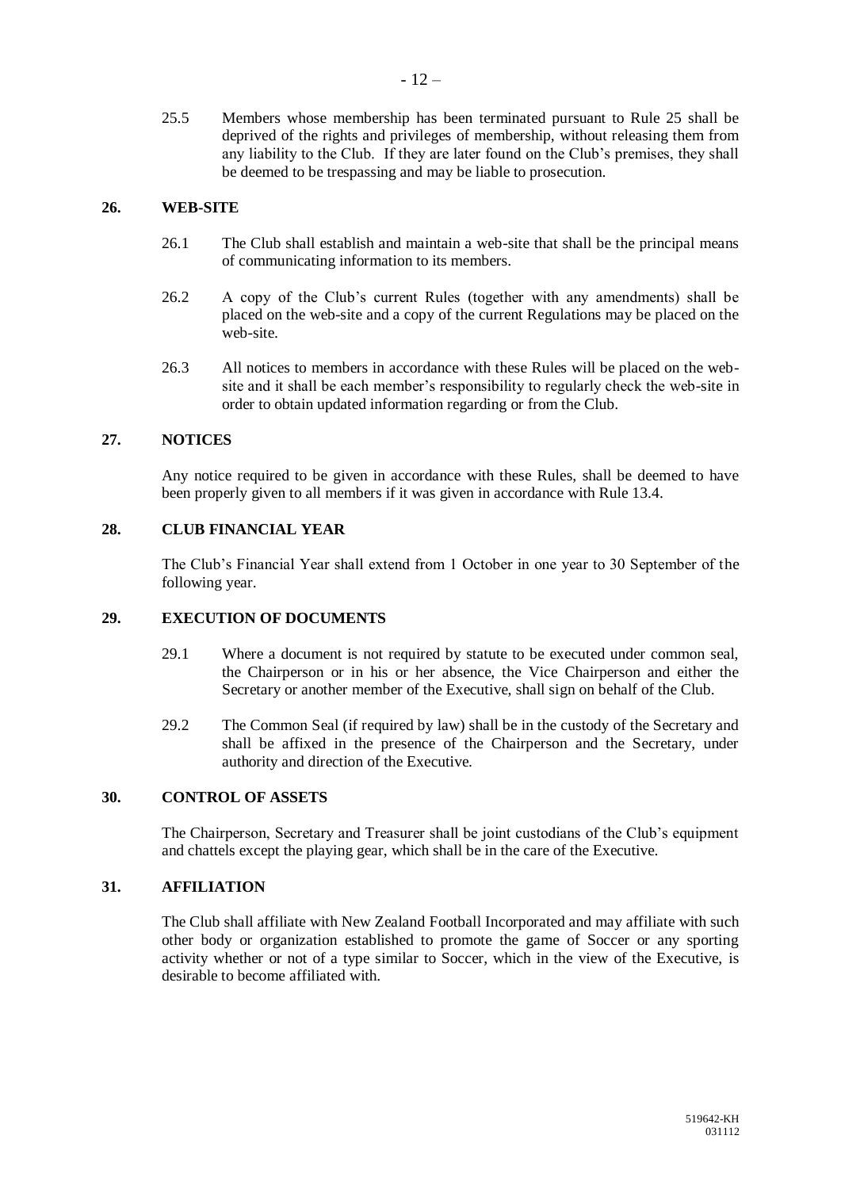25.5 Members whose membership has been terminated pursuant to Rule 25 shall be deprived of the rights and privileges of membership, without releasing them from any liability to the Club. If they are later found on the Club's premises, they shall be deemed to be trespassing and may be liable to prosecution.

## 26. WEB-SITE

26.1 The Club shall establish and maintain a web-site that shall be the principal means of communicating information to its members.

26.2 A copy of the Club's current Rules (together with any amendments) shall be placed on the web-site and a copy of the current Regulations may be placed on the web-site.

26.3 All notices to members in accordance with these Rules will be placed on the web-site and it shall be each member's responsibility to regularly check the web-site in order to obtain updated information regarding or from the Club.

## 27. NOTICES

Any notice required to be given in accordance with these Rules, shall be deemed to have been properly given to all members if it was given in accordance with Rule 13.4.

## 28. CLUB FINANCIAL YEAR

The Club's Financial Year shall extend from 1 October in one year to 30 September of the following year.

## 29. EXECUTION OF DOCUMENTS

29.1 Where a document is not required by statute to be executed under common seal, the Chairperson or in his or her absence, the Vice Chairperson and either the Secretary or another member of the Executive, shall sign on behalf of the Club.

29.2 The Common Seal (if required by law) shall be in the custody of the Secretary and shall be affixed in the presence of the Chairperson and the Secretary, under authority and direction of the Executive.

## 30. CONTROL OF ASSETS

The Chairperson, Secretary and Treasurer shall be joint custodians of the Club's equipment and chattels except the playing gear, which shall be in the care of the Executive.

## 31. AFFILIATION

The Club shall affiliate with New Zealand Football Incorporated and may affiliate with such other body or organization established to promote the game of Soccer or any sporting activity whether or not of a type similar to Soccer, which in the view of the Executive, is desirable to become affiliated with.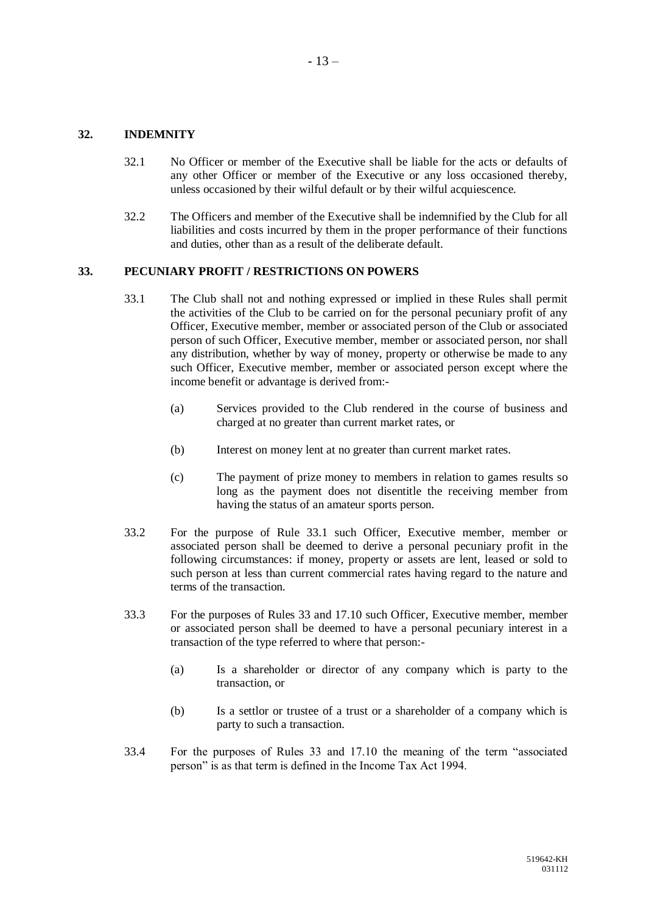## 32. INDEMNITY

32.1 No Officer or member of the Executive shall be liable for the acts or defaults of any other Officer or member of the Executive or any loss occasioned thereby, unless occasioned by their wilful default or by their wilful acquiescence.

32.2 The Officers and member of the Executive shall be indemnified by the Club for all liabilities and costs incurred by them in the proper performance of their functions and duties, other than as a result of the deliberate default.

## 33. PECUNIARY PROFIT / RESTRICTIONS ON POWERS

33.1 The Club shall not and nothing expressed or implied in these Rules shall permit the activities of the Club to be carried on for the personal pecuniary profit of any Officer, Executive member, member or associated person of the Club or associated person of such Officer, Executive member, member or associated person, nor shall any distribution, whether by way of money, property or otherwise be made to any such Officer, Executive member, member or associated person except where the income benefit or advantage is derived from:-

(a) Services provided to the Club rendered in the course of business and charged at no greater than current market rates, or

(b) Interest on money lent at no greater than current market rates.

(c) The payment of prize money to members in relation to games results so long as the payment does not disentitle the receiving member from having the status of an amateur sports person.

33.2 For the purpose of Rule 33.1 such Officer, Executive member, member or associated person shall be deemed to derive a personal pecuniary profit in the following circumstances: if money, property or assets are lent, leased or sold to such person at less than current commercial rates having regard to the nature and terms of the transaction.

33.3 For the purposes of Rules 33 and 17.10 such Officer, Executive member, member or associated person shall be deemed to have a personal pecuniary interest in a transaction of the type referred to where that person:-

(a) Is a shareholder or director of any company which is party to the transaction, or

(b) Is a settlor or trustee of a trust or a shareholder of a company which is party to such a transaction.

33.4 For the purposes of Rules 33 and 17.10 the meaning of the term "associated person" is as that term is defined in the Income Tax Act 1994.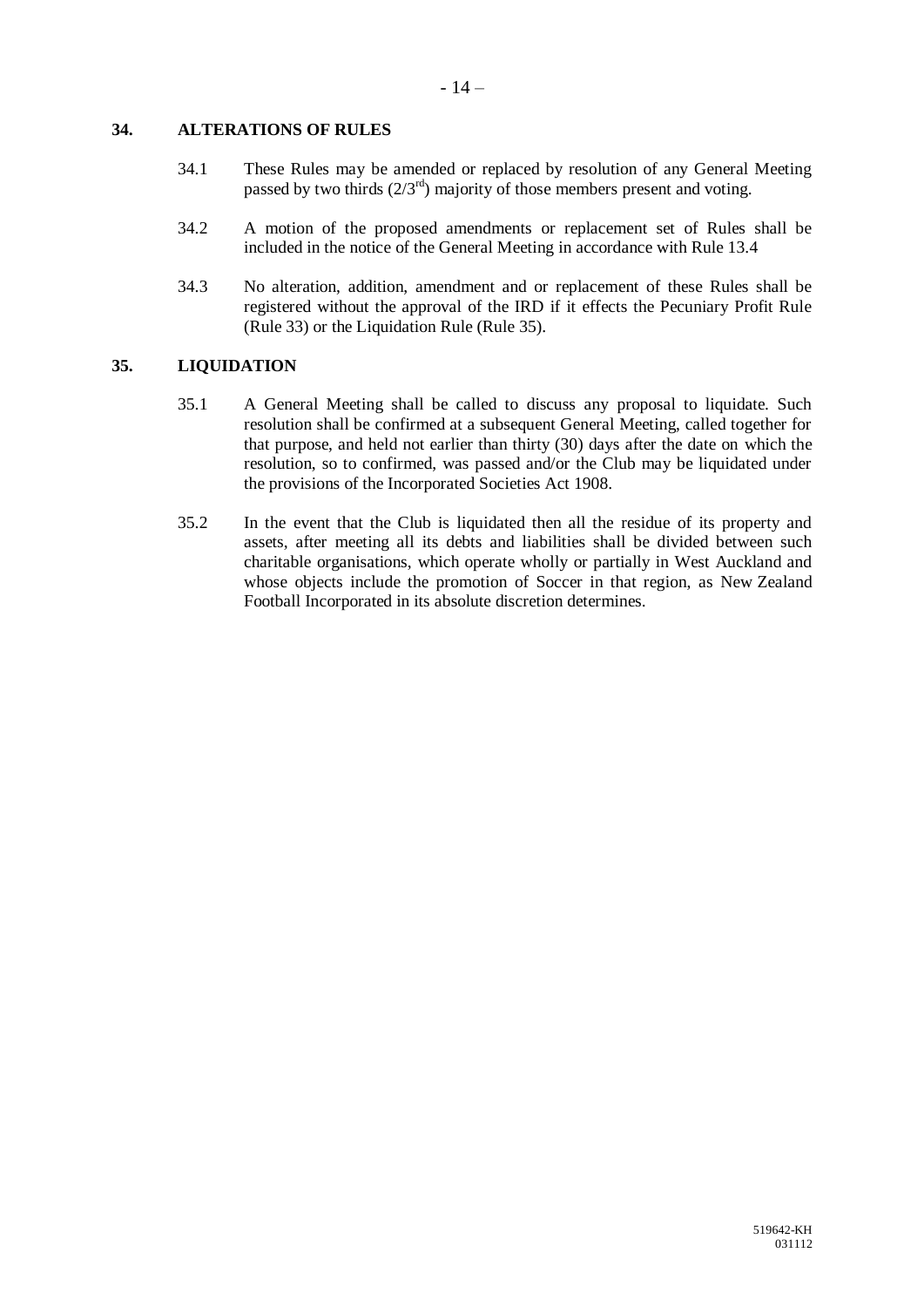## 34. ALTERATIONS OF RULES

34.1 These Rules may be amended or replaced by resolution of any General Meeting passed by two thirds (2/3rd) majority of those members present and voting.

34.2 A motion of the proposed amendments or replacement set of Rules shall be included in the notice of the General Meeting in accordance with Rule 13.4

34.3 No alteration, addition, amendment and or replacement of these Rules shall be registered without the approval of the IRD if it effects the Pecuniary Profit Rule (Rule 33) or the Liquidation Rule (Rule 35).

## 35. LIQUIDATION

35.1 A General Meeting shall be called to discuss any proposal to liquidate. Such resolution shall be confirmed at a subsequent General Meeting, called together for that purpose, and held not earlier than thirty (30) days after the date on which the resolution, so to confirmed, was passed and/or the Club may be liquidated under the provisions of the Incorporated Societies Act 1908.

35.2 In the event that the Club is liquidated then all the residue of its property and assets, after meeting all its debts and liabilities shall be divided between such charitable organisations, which operate wholly or partially in West Auckland and whose objects include the promotion of Soccer in that region, as New Zealand Football Incorporated in its absolute discretion determines.

519642-KH
031112